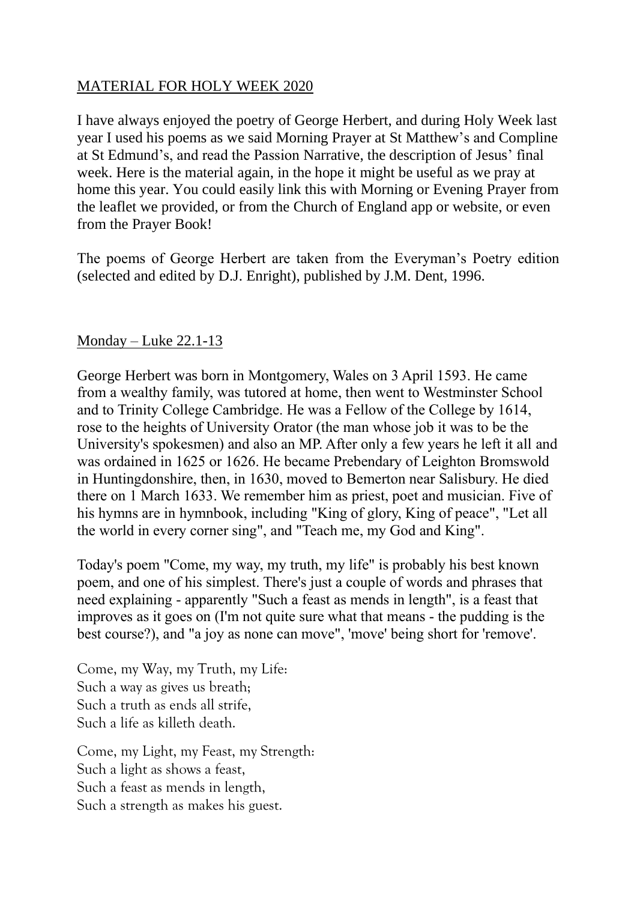## MATERIAL FOR HOLY WEEK 2020

I have always enjoyed the poetry of George Herbert, and during Holy Week last year I used his poems as we said Morning Prayer at St Matthew's and Compline at St Edmund's, and read the Passion Narrative, the description of Jesus' final week. Here is the material again, in the hope it might be useful as we pray at home this year. You could easily link this with Morning or Evening Prayer from the leaflet we provided, or from the Church of England app or website, or even from the Prayer Book!

The poems of George Herbert are taken from the Everyman's Poetry edition (selected and edited by D.J. Enright), published by J.M. Dent, 1996.

### Monday – Luke 22.1-13

George Herbert was born in Montgomery, Wales on 3 April 1593. He came from a wealthy family, was tutored at home, then went to Westminster School and to Trinity College Cambridge. He was a Fellow of the College by 1614, rose to the heights of University Orator (the man whose job it was to be the University's spokesmen) and also an MP. After only a few years he left it all and was ordained in 1625 or 1626. He became Prebendary of Leighton Bromswold in Huntingdonshire, then, in 1630, moved to Bemerton near Salisbury. He died there on 1 March 1633. We remember him as priest, poet and musician. Five of his hymns are in hymnbook, including "King of glory, King of peace", "Let all the world in every corner sing", and "Teach me, my God and King".

Today's poem "Come, my way, my truth, my life" is probably his best known poem, and one of his simplest. There's just a couple of words and phrases that need explaining - apparently "Such a feast as mends in length", is a feast that improves as it goes on (I'm not quite sure what that means - the pudding is the best course?), and "a joy as none can move", 'move' being short for 'remove'.

Come, my Way, my Truth, my Life:  
Such a way as gives us breath;  
Such a truth as ends all strife,  
Such a life as killeth death.

Come, my Light, my Feast, my Strength:  
Such a light as shows a feast,  
Such a feast as mends in length,  
Such a strength as makes his guest.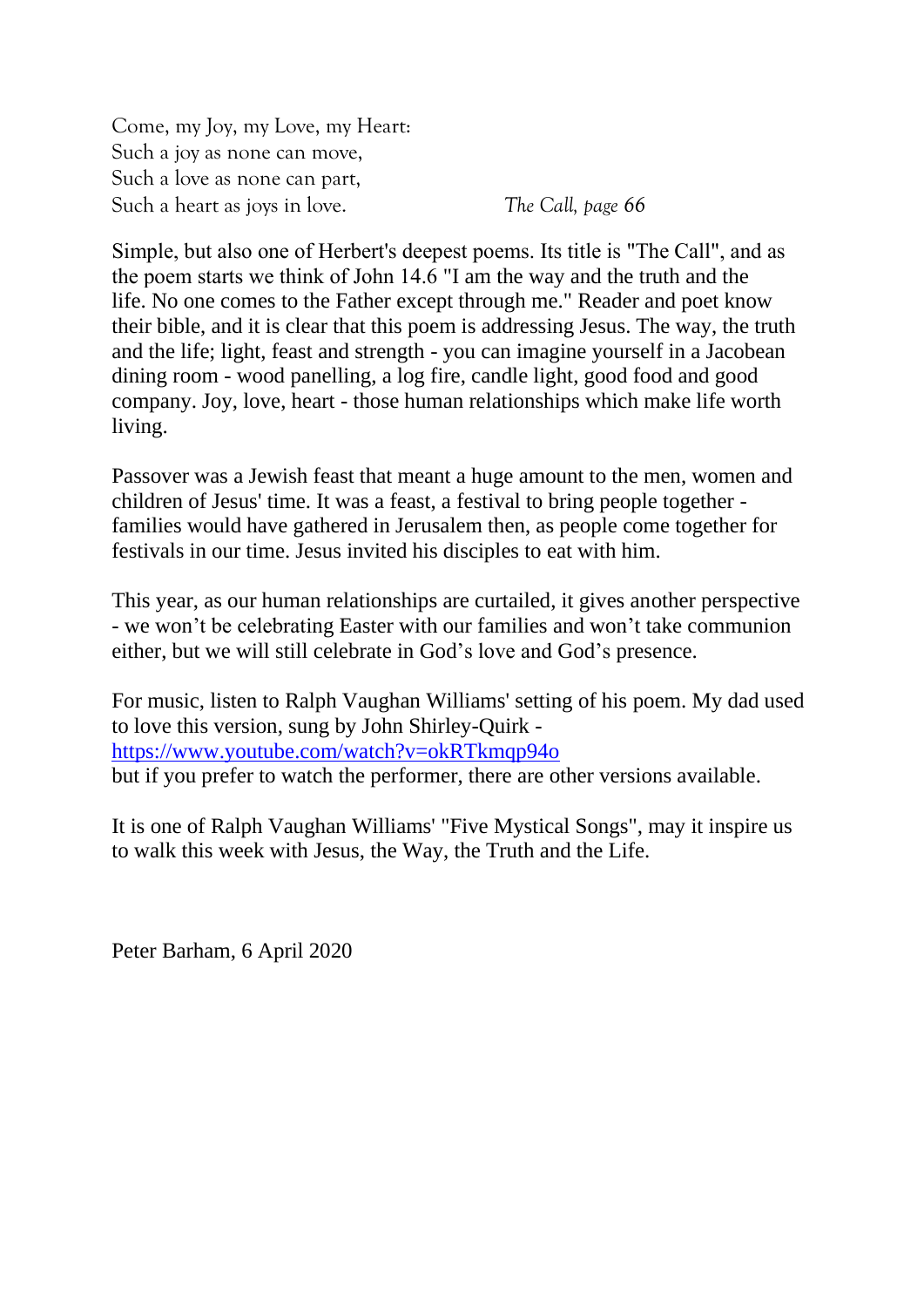Come, my Joy, my Love, my Heart:  
Such a joy as none can move,  
Such a love as none can part,  
Such a heart as joys in love. *The Call, page 66*

Simple, but also one of Herbert's deepest poems. Its title is "The Call", and as the poem starts we think of John 14.6 "I am the way and the truth and the life. No one comes to the Father except through me." Reader and poet know their bible, and it is clear that this poem is addressing Jesus. The way, the truth and the life; light, feast and strength - you can imagine yourself in a Jacobean dining room - wood panelling, a log fire, candle light, good food and good company. Joy, love, heart - those human relationships which make life worth living.

Passover was a Jewish feast that meant a huge amount to the men, women and children of Jesus' time. It was a feast, a festival to bring people together - families would have gathered in Jerusalem then, as people come together for festivals in our time. Jesus invited his disciples to eat with him.

This year, as our human relationships are curtailed, it gives another perspective - we won't be celebrating Easter with our families and won't take communion either, but we will still celebrate in God's love and God's presence.

For music, listen to Ralph Vaughan Williams' setting of his poem. My dad used to love this version, sung by John Shirley-Quirk - [https://www.youtube.com/watch?v=okRTkmqp94o](https://www.youtube.com/watch?v=okRTkmqp94o)  
but if you prefer to watch the performer, there are other versions available.

It is one of Ralph Vaughan Williams' "Five Mystical Songs", may it inspire us to walk this week with Jesus, the Way, the Truth and the Life.

Peter Barham, 6 April 2020